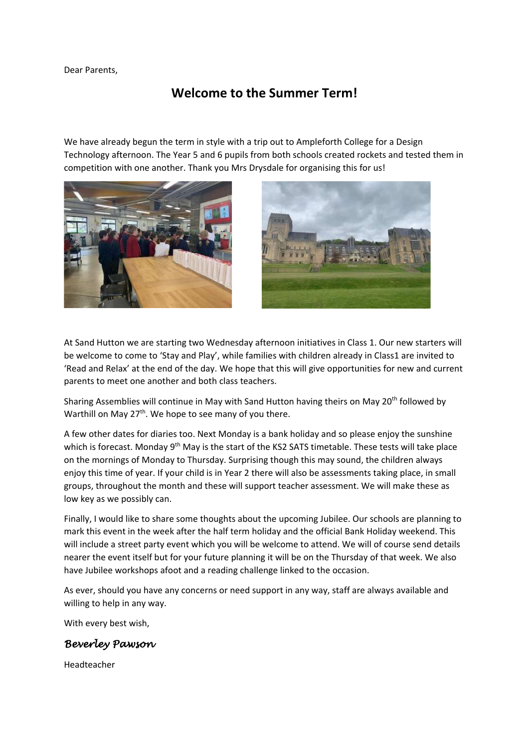Dear Parents,

# Welcome to the Summer Term!

We have already begun the term in style with a trip out to Ampleforth College for a Design Technology afternoon. The Year 5 and 6 pupils from both schools created rockets and tested them in competition with one another. Thank you Mrs Drysdale for organising this for us!

At Sand Hutton we are starting two Wednesday afternoon initiatives in Class 1. Our new starters will be welcome to come to 'Stay and Play', while families with children already in Class1 are invited to 'Read and Relax' at the end of the day. We hope that this will give opportunities for new and current parents to meet one another and both class teachers.

Sharing Assemblies will continue in May with Sand Hutton having theirs on May 20th followed by Warthill on May 27th. We hope to see many of you there.

A few other dates for diaries too. Next Monday is a bank holiday and so please enjoy the sunshine which is forecast. Monday 9th May is the start of the KS2 SATS timetable. These tests will take place on the mornings of Monday to Thursday. Surprising though this may sound, the children always enjoy this time of year. If your child is in Year 2 there will also be assessments taking place, in small groups, throughout the month and these will support teacher assessment. We will make these as low key as we possibly can.

Finally, I would like to share some thoughts about the upcoming Jubilee. Our schools are planning to mark this event in the week after the half term holiday and the official Bank Holiday weekend. This will include a street party event which you will be welcome to attend. We will of course send details nearer the event itself but for your future planning it will be on the Thursday of that week. We also have Jubilee workshops afoot and a reading challenge linked to the occasion.

As ever, should you have any concerns or need support in any way, staff are always available and willing to help in any way.

With every best wish,

*Beverley Pawson*

Headteacher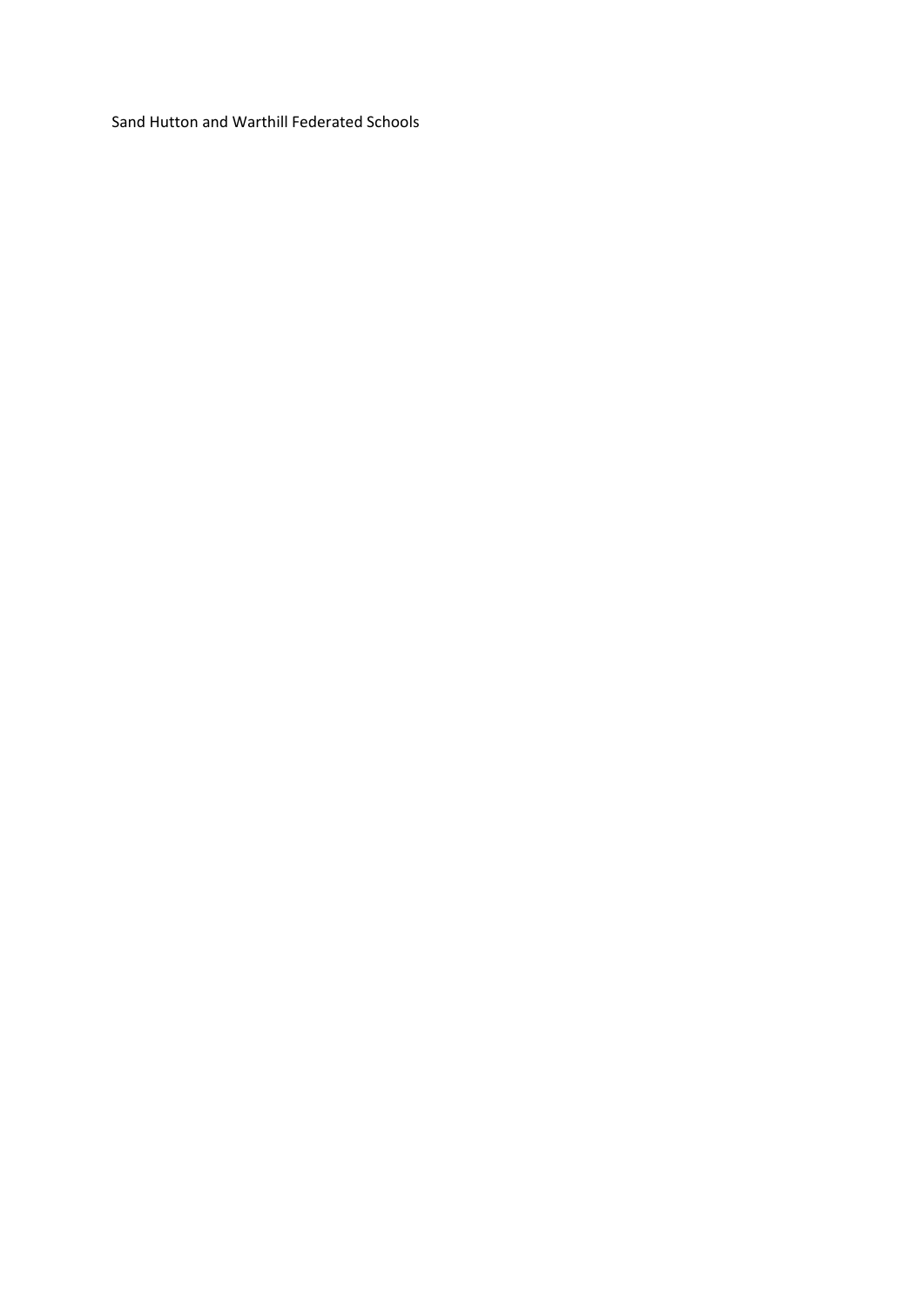Sand Hutton and Warthill Federated Schools